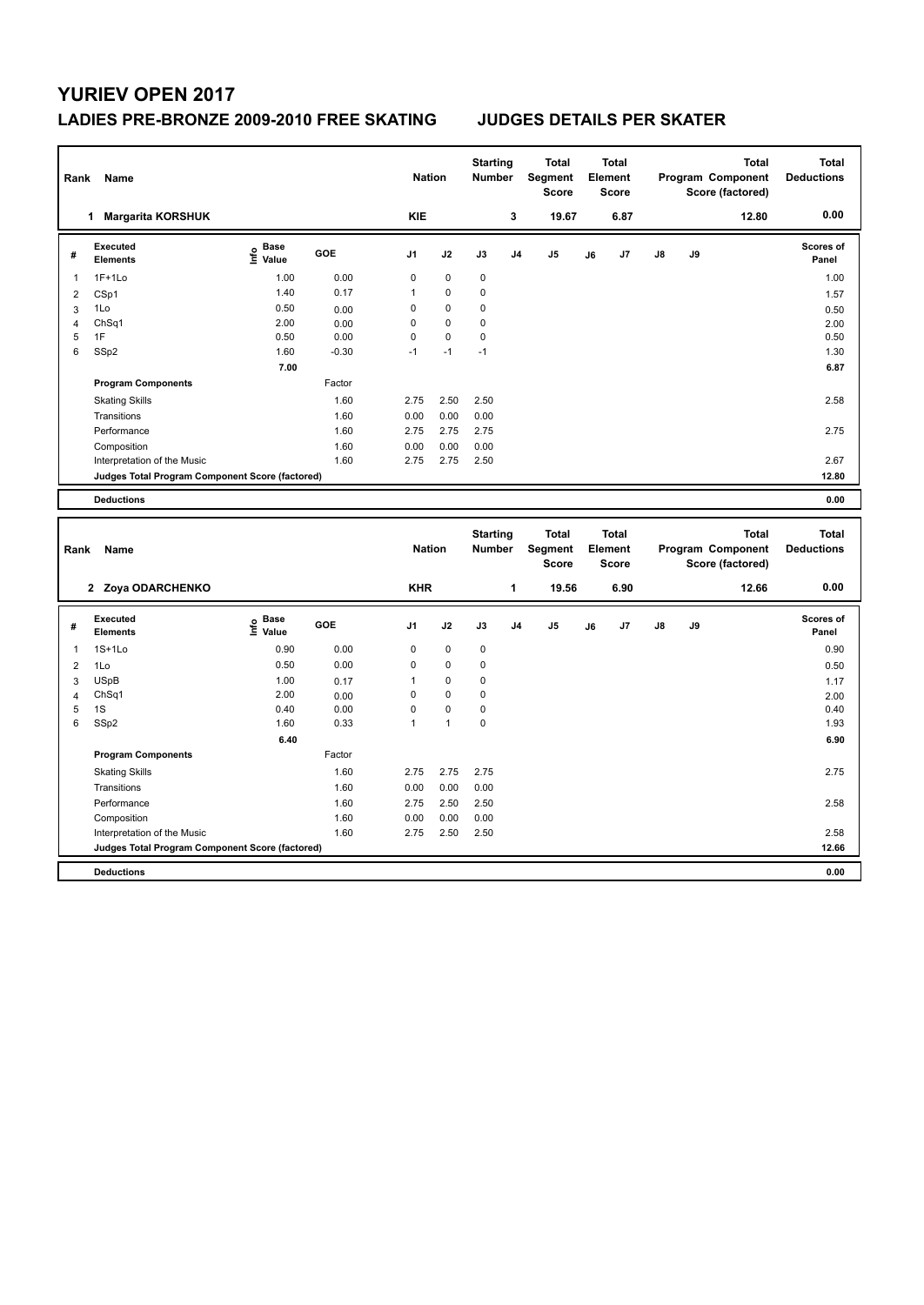# YURIEV OPEN 2017

## LADIES PRE-BRONZE 2009-2010 FREE SKATING — JUDGES DETAILS PER SKATER

| Rank | Name | Nation | Starting Number | Total Segment Score | Total Element Score | Total Program Component Score (factored) | Total Deductions |
|---|---|---|---|---|---|---|---|
| 1 | Margarita KORSHUK | KIE | 3 | 19.67 | 6.87 | 12.80 | 0.00 |

| # | Executed Elements | Info | Base Value | GOE | J1 | J2 | J3 | J4 | J5 | J6 | J7 | J8 | J9 | Scores of Panel |
|---|---|---|---|---|---|---|---|---|---|---|---|---|---|---|
| 1 | 1F+1Lo | | 1.00 | 0.00 | 0 | 0 | 0 | | | | | | | 1.00 |
| 2 | CSp1 | | 1.40 | 0.17 | 1 | 0 | 0 | | | | | | | 1.57 |
| 3 | 1Lo | | 0.50 | 0.00 | 0 | 0 | 0 | | | | | | | 0.50 |
| 4 | ChSq1 | | 2.00 | 0.00 | 0 | 0 | 0 | | | | | | | 2.00 |
| 5 | 1F | | 0.50 | 0.00 | 0 | 0 | 0 | | | | | | | 0.50 |
| 6 | SSp2 | | 1.60 | -0.30 | -1 | -1 | -1 | | | | | | | 1.30 |
| | | | 7.00 | | | | | | | | | | | 6.87 |
| | **Program Components** | | | Factor | | | | | | | | | | |
| | Skating Skills | | | 1.60 | 2.75 | 2.50 | 2.50 | | | | | | | 2.58 |
| | Transitions | | | 1.60 | 0.00 | 0.00 | 0.00 | | | | | | | |
| | Performance | | | 1.60 | 2.75 | 2.75 | 2.75 | | | | | | | 2.75 |
| | Composition | | | 1.60 | 0.00 | 0.00 | 0.00 | | | | | | | |
| | Interpretation of the Music | | | 1.60 | 2.75 | 2.75 | 2.50 | | | | | | | 2.67 |
| | **Judges Total Program Component Score (factored)** | | | | | | | | | | | | | 12.80 |
| | **Deductions** | | | | | | | | | | | | | 0.00 |

| Rank | Name | Nation | Starting Number | Total Segment Score | Total Element Score | Total Program Component Score (factored) | Total Deductions |
|---|---|---|---|---|---|---|---|
| 2 | Zoya ODARCHENKO | KHR | 1 | 19.56 | 6.90 | 12.66 | 0.00 |

| # | Executed Elements | Info | Base Value | GOE | J1 | J2 | J3 | J4 | J5 | J6 | J7 | J8 | J9 | Scores of Panel |
|---|---|---|---|---|---|---|---|---|---|---|---|---|---|---|
| 1 | 1S+1Lo | | 0.90 | 0.00 | 0 | 0 | 0 | | | | | | | 0.90 |
| 2 | 1Lo | | 0.50 | 0.00 | 0 | 0 | 0 | | | | | | | 0.50 |
| 3 | USpB | | 1.00 | 0.17 | 1 | 0 | 0 | | | | | | | 1.17 |
| 4 | ChSq1 | | 2.00 | 0.00 | 0 | 0 | 0 | | | | | | | 2.00 |
| 5 | 1S | | 0.40 | 0.00 | 0 | 0 | 0 | | | | | | | 0.40 |
| 6 | SSp2 | | 1.60 | 0.33 | 1 | 1 | 0 | | | | | | | 1.93 |
| | | | 6.40 | | | | | | | | | | | 6.90 |
| | **Program Components** | | | Factor | | | | | | | | | | |
| | Skating Skills | | | 1.60 | 2.75 | 2.75 | 2.75 | | | | | | | 2.75 |
| | Transitions | | | 1.60 | 0.00 | 0.00 | 0.00 | | | | | | | |
| | Performance | | | 1.60 | 2.75 | 2.50 | 2.50 | | | | | | | 2.58 |
| | Composition | | | 1.60 | 0.00 | 0.00 | 0.00 | | | | | | | |
| | Interpretation of the Music | | | 1.60 | 2.75 | 2.50 | 2.50 | | | | | | | 2.58 |
| | **Judges Total Program Component Score (factored)** | | | | | | | | | | | | | 12.66 |
| | **Deductions** | | | | | | | | | | | | | 0.00 |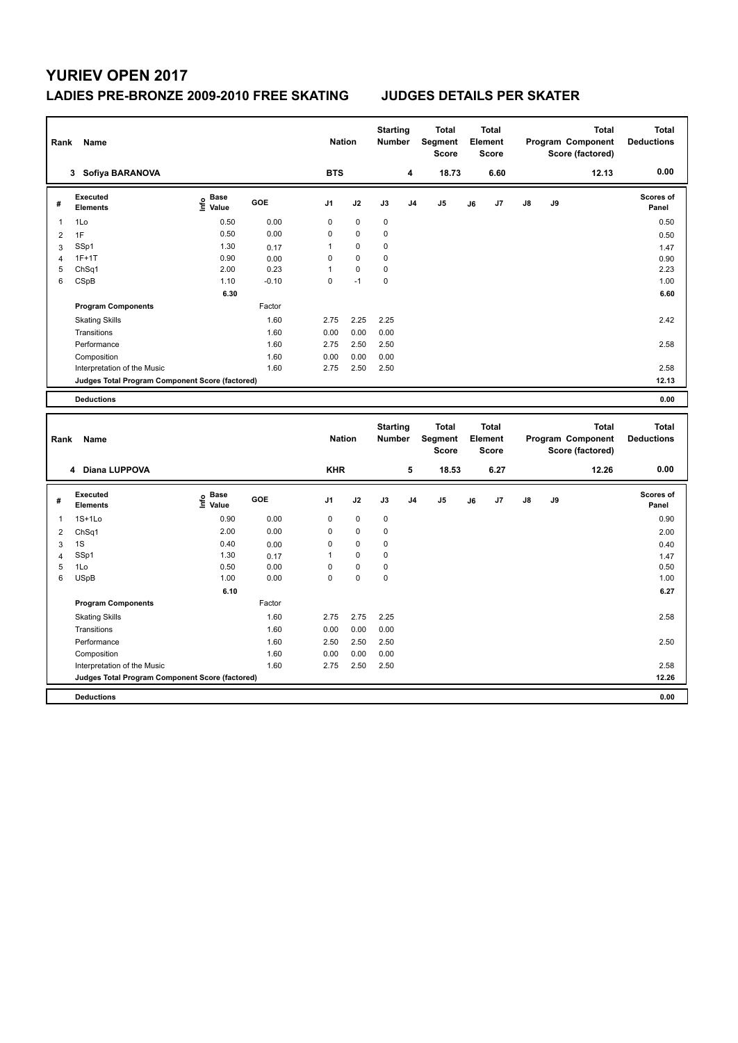# YURIEV OPEN 2017

## LADIES PRE-BRONZE 2009-2010 FREE SKATING — JUDGES DETAILS PER SKATER

| Rank | Name | Nation | Starting Number | Total Segment Score | Total Element Score | Total Program Component Score (factored) | Total Deductions |
|---|---|---|---|---|---|---|---|
| 3 | Sofiya BARANOVA | BTS | 4 | 18.73 | 6.60 | 12.13 | 0.00 |

| # | Executed Elements | Info | Base Value | GOE | J1 | J2 | J3 | J4 | J5 | J6 | J7 | J8 | J9 | Scores of Panel |
|---|---|---|---|---|---|---|---|---|---|---|---|---|---|---|
| 1 | 1Lo | | 0.50 | 0.00 | 0 | 0 | 0 | | | | | | | 0.50 |
| 2 | 1F | | 0.50 | 0.00 | 0 | 0 | 0 | | | | | | | 0.50 |
| 3 | SSp1 | | 1.30 | 0.17 | 1 | 0 | 0 | | | | | | | 1.47 |
| 4 | 1F+1T | | 0.90 | 0.00 | 0 | 0 | 0 | | | | | | | 0.90 |
| 5 | ChSq1 | | 2.00 | 0.23 | 1 | 0 | 0 | | | | | | | 2.23 |
| 6 | CSpB | | 1.10 | -0.10 | 0 | -1 | 0 | | | | | | | 1.00 |
| | | | 6.30 | | | | | | | | | | | 6.60 |
| | **Program Components** | | | Factor | | | | | | | | | | |
| | Skating Skills | | | 1.60 | 2.75 | 2.25 | 2.25 | | | | | | | 2.42 |
| | Transitions | | | 1.60 | 0.00 | 0.00 | 0.00 | | | | | | | |
| | Performance | | | 1.60 | 2.75 | 2.50 | 2.50 | | | | | | | 2.58 |
| | Composition | | | 1.60 | 0.00 | 0.00 | 0.00 | | | | | | | |
| | Interpretation of the Music | | | 1.60 | 2.75 | 2.50 | 2.50 | | | | | | | 2.58 |
| | **Judges Total Program Component Score (factored)** | | | | | | | | | | | | | 12.13 |
| | **Deductions** | | | | | | | | | | | | | 0.00 |

| Rank | Name | Nation | Starting Number | Total Segment Score | Total Element Score | Total Program Component Score (factored) | Total Deductions |
|---|---|---|---|---|---|---|---|
| 4 | Diana LUPPOVA | KHR | 5 | 18.53 | 6.27 | 12.26 | 0.00 |

| # | Executed Elements | Info | Base Value | GOE | J1 | J2 | J3 | J4 | J5 | J6 | J7 | J8 | J9 | Scores of Panel |
|---|---|---|---|---|---|---|---|---|---|---|---|---|---|---|
| 1 | 1S+1Lo | | 0.90 | 0.00 | 0 | 0 | 0 | | | | | | | 0.90 |
| 2 | ChSq1 | | 2.00 | 0.00 | 0 | 0 | 0 | | | | | | | 2.00 |
| 3 | 1S | | 0.40 | 0.00 | 0 | 0 | 0 | | | | | | | 0.40 |
| 4 | SSp1 | | 1.30 | 0.17 | 1 | 0 | 0 | | | | | | | 1.47 |
| 5 | 1Lo | | 0.50 | 0.00 | 0 | 0 | 0 | | | | | | | 0.50 |
| 6 | USpB | | 1.00 | 0.00 | 0 | 0 | 0 | | | | | | | 1.00 |
| | | | 6.10 | | | | | | | | | | | 6.27 |
| | **Program Components** | | | Factor | | | | | | | | | | |
| | Skating Skills | | | 1.60 | 2.75 | 2.75 | 2.25 | | | | | | | 2.58 |
| | Transitions | | | 1.60 | 0.00 | 0.00 | 0.00 | | | | | | | |
| | Performance | | | 1.60 | 2.50 | 2.50 | 2.50 | | | | | | | 2.50 |
| | Composition | | | 1.60 | 0.00 | 0.00 | 0.00 | | | | | | | |
| | Interpretation of the Music | | | 1.60 | 2.75 | 2.50 | 2.50 | | | | | | | 2.58 |
| | **Judges Total Program Component Score (factored)** | | | | | | | | | | | | | 12.26 |
| | **Deductions** | | | | | | | | | | | | | 0.00 |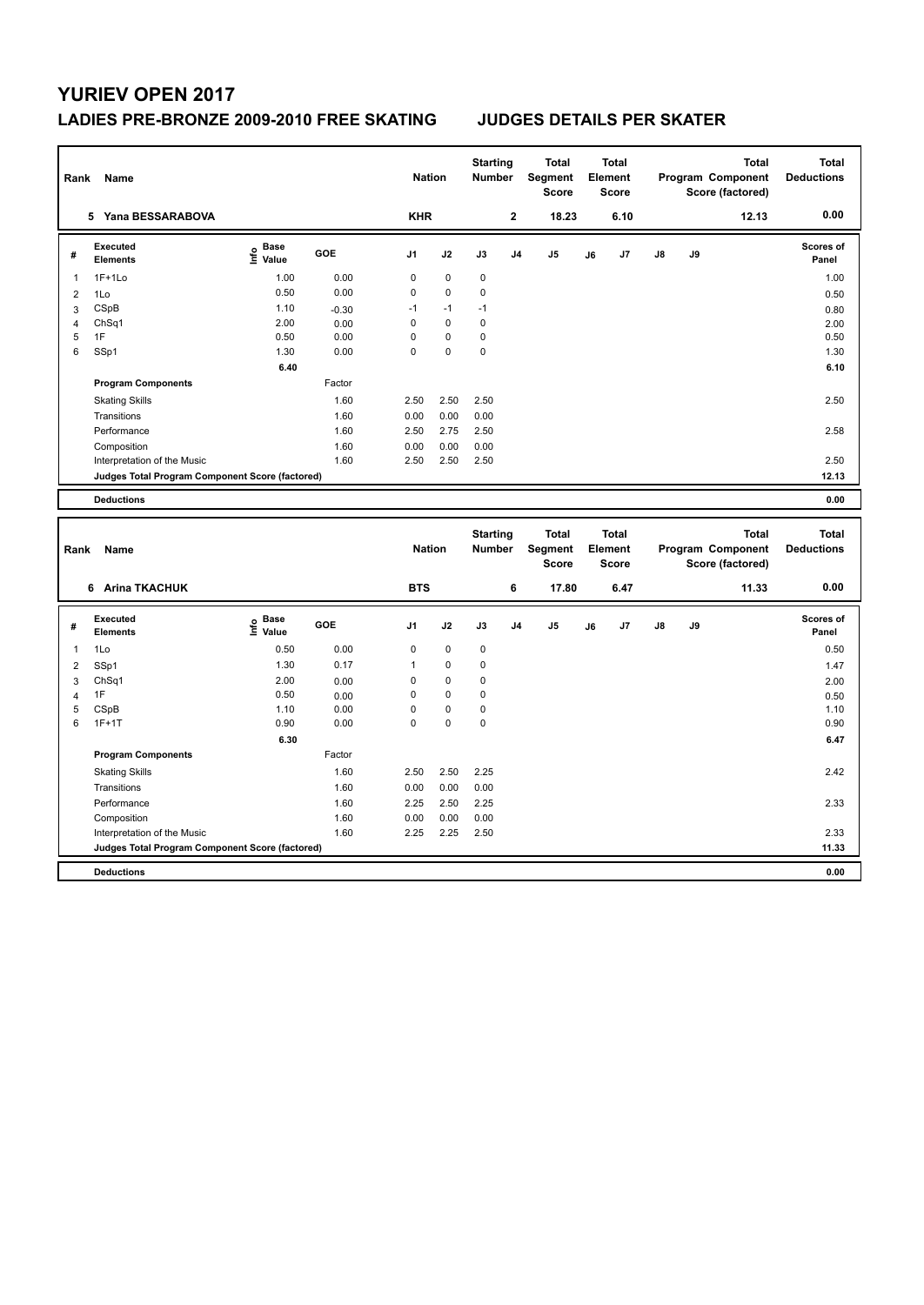# YURIEV OPEN 2017

## LADIES PRE-BRONZE 2009-2010 FREE SKATING — JUDGES DETAILS PER SKATER

| Rank | Name | Nation | Starting Number | Total Segment Score | Total Element Score | Total Program Component Score (factored) | Total Deductions |
|---|---|---|---|---|---|---|---|
| 5 | Yana BESSARABOVA | KHR | 2 | 18.23 | 6.10 | 12.13 | 0.00 |

| # | Executed Elements | Info | Base Value | GOE | J1 | J2 | J3 | J4 | J5 | J6 | J7 | J8 | J9 | Scores of Panel |
|---|---|---|---|---|---|---|---|---|---|---|---|---|---|---|
| 1 | 1F+1Lo | | 1.00 | 0.00 | 0 | 0 | 0 | | | | | | | 1.00 |
| 2 | 1Lo | | 0.50 | 0.00 | 0 | 0 | 0 | | | | | | | 0.50 |
| 3 | CSpB | | 1.10 | -0.30 | -1 | -1 | -1 | | | | | | | 0.80 |
| 4 | ChSq1 | | 2.00 | 0.00 | 0 | 0 | 0 | | | | | | | 2.00 |
| 5 | 1F | | 0.50 | 0.00 | 0 | 0 | 0 | | | | | | | 0.50 |
| 6 | SSp1 | | 1.30 | 0.00 | 0 | 0 | 0 | | | | | | | 1.30 |
| | | | 6.40 | | | | | | | | | | | 6.10 |

| Program Components | Factor | J1 | J2 | J3 | J4 | J5 | J6 | J7 | J8 | J9 | Scores of Panel |
|---|---|---|---|---|---|---|---|---|---|---|---|
| Skating Skills | 1.60 | 2.50 | 2.50 | 2.50 | | | | | | | 2.50 |
| Transitions | 1.60 | 0.00 | 0.00 | 0.00 | | | | | | | |
| Performance | 1.60 | 2.50 | 2.75 | 2.50 | | | | | | | 2.58 |
| Composition | 1.60 | 0.00 | 0.00 | 0.00 | | | | | | | |
| Interpretation of the Music | 1.60 | 2.50 | 2.50 | 2.50 | | | | | | | 2.50 |
| Judges Total Program Component Score (factored) | | | | | | | | | | | 12.13 |
| **Deductions** | | | | | | | | | | | 0.00 |

| Rank | Name | Nation | Starting Number | Total Segment Score | Total Element Score | Total Program Component Score (factored) | Total Deductions |
|---|---|---|---|---|---|---|---|
| 6 | Arina TKACHUK | BTS | 6 | 17.80 | 6.47 | 11.33 | 0.00 |

| # | Executed Elements | Info | Base Value | GOE | J1 | J2 | J3 | J4 | J5 | J6 | J7 | J8 | J9 | Scores of Panel |
|---|---|---|---|---|---|---|---|---|---|---|---|---|---|---|
| 1 | 1Lo | | 0.50 | 0.00 | 0 | 0 | 0 | | | | | | | 0.50 |
| 2 | SSp1 | | 1.30 | 0.17 | 1 | 0 | 0 | | | | | | | 1.47 |
| 3 | ChSq1 | | 2.00 | 0.00 | 0 | 0 | 0 | | | | | | | 2.00 |
| 4 | 1F | | 0.50 | 0.00 | 0 | 0 | 0 | | | | | | | 0.50 |
| 5 | CSpB | | 1.10 | 0.00 | 0 | 0 | 0 | | | | | | | 1.10 |
| 6 | 1F+1T | | 0.90 | 0.00 | 0 | 0 | 0 | | | | | | | 0.90 |
| | | | 6.30 | | | | | | | | | | | 6.47 |

| Program Components | Factor | J1 | J2 | J3 | J4 | J5 | J6 | J7 | J8 | J9 | Scores of Panel |
|---|---|---|---|---|---|---|---|---|---|---|---|
| Skating Skills | 1.60 | 2.50 | 2.50 | 2.25 | | | | | | | 2.42 |
| Transitions | 1.60 | 0.00 | 0.00 | 0.00 | | | | | | | |
| Performance | 1.60 | 2.25 | 2.50 | 2.25 | | | | | | | 2.33 |
| Composition | 1.60 | 0.00 | 0.00 | 0.00 | | | | | | | |
| Interpretation of the Music | 1.60 | 2.25 | 2.25 | 2.50 | | | | | | | 2.33 |
| Judges Total Program Component Score (factored) | | | | | | | | | | | 11.33 |
| **Deductions** | | | | | | | | | | | 0.00 |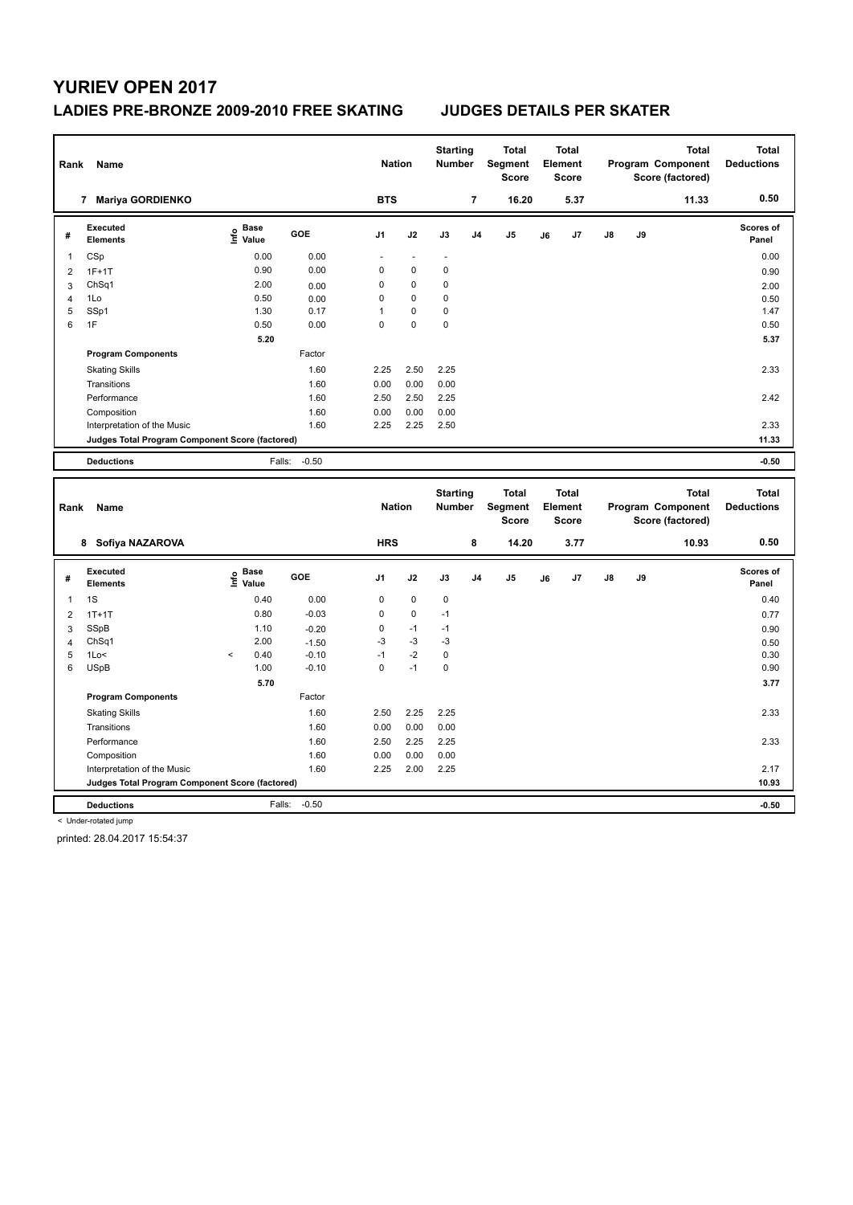# YURIEV OPEN 2017

## LADIES PRE-BRONZE 2009-2010 FREE SKATING JUDGES DETAILS PER SKATER

| Rank | Name | Nation | Starting Number | Total Segment Score | Total Element Score | Total Program Component Score (factored) | Total Deductions |
|---|---|---|---|---|---|---|---|
| 7 | Mariya GORDIENKO | BTS | 7 | 16.20 | 5.37 | 11.33 | 0.50 |

| # | Executed Elements | Info | Base Value | GOE | J1 | J2 | J3 | J4 | J5 | J6 | J7 | J8 | J9 | Scores of Panel |
|---|---|---|---|---|---|---|---|---|---|---|---|---|---|---|
| 1 | CSp | | 0.00 | 0.00 | - | - | - | | | | | | | 0.00 |
| 2 | 1F+1T | | 0.90 | 0.00 | 0 | 0 | 0 | | | | | | | 0.90 |
| 3 | ChSq1 | | 2.00 | 0.00 | 0 | 0 | 0 | | | | | | | 2.00 |
| 4 | 1Lo | | 0.50 | 0.00 | 0 | 0 | 0 | | | | | | | 0.50 |
| 5 | SSp1 | | 1.30 | 0.17 | 1 | 0 | 0 | | | | | | | 1.47 |
| 6 | 1F | | 0.50 | 0.00 | 0 | 0 | 0 | | | | | | | 0.50 |
| | | | 5.20 | | | | | | | | | | | 5.37 |
| | **Program Components** | | | Factor | | | | | | | | | | |
| | Skating Skills | | | 1.60 | 2.25 | 2.50 | 2.25 | | | | | | | 2.33 |
| | Transitions | | | 1.60 | 0.00 | 0.00 | 0.00 | | | | | | | |
| | Performance | | | 1.60 | 2.50 | 2.50 | 2.25 | | | | | | | 2.42 |
| | Composition | | | 1.60 | 0.00 | 0.00 | 0.00 | | | | | | | |
| | Interpretation of the Music | | | 1.60 | 2.25 | 2.25 | 2.50 | | | | | | | 2.33 |
| | **Judges Total Program Component Score (factored)** | | | | | | | | | | | | | 11.33 |
| | **Deductions** | | Falls: | -0.50 | | | | | | | | | | -0.50 |

| Rank | Name | Nation | Starting Number | Total Segment Score | Total Element Score | Total Program Component Score (factored) | Total Deductions |
|---|---|---|---|---|---|---|---|
| 8 | Sofiya NAZAROVA | HRS | 8 | 14.20 | 3.77 | 10.93 | 0.50 |

| # | Executed Elements | Info | Base Value | GOE | J1 | J2 | J3 | J4 | J5 | J6 | J7 | J8 | J9 | Scores of Panel |
|---|---|---|---|---|---|---|---|---|---|---|---|---|---|---|
| 1 | 1S | | 0.40 | 0.00 | 0 | 0 | 0 | | | | | | | 0.40 |
| 2 | 1T+1T | | 0.80 | -0.03 | 0 | 0 | -1 | | | | | | | 0.77 |
| 3 | SSpB | | 1.10 | -0.20 | 0 | -1 | -1 | | | | | | | 0.90 |
| 4 | ChSq1 | | 2.00 | -1.50 | -3 | -3 | -3 | | | | | | | 0.50 |
| 5 | 1Lo< | < | 0.40 | -0.10 | -1 | -2 | 0 | | | | | | | 0.30 |
| 6 | USpB | | 1.00 | -0.10 | 0 | -1 | 0 | | | | | | | 0.90 |
| | | | 5.70 | | | | | | | | | | | 3.77 |
| | **Program Components** | | | Factor | | | | | | | | | | |
| | Skating Skills | | | 1.60 | 2.50 | 2.25 | 2.25 | | | | | | | 2.33 |
| | Transitions | | | 1.60 | 0.00 | 0.00 | 0.00 | | | | | | | |
| | Performance | | | 1.60 | 2.50 | 2.25 | 2.25 | | | | | | | 2.33 |
| | Composition | | | 1.60 | 0.00 | 0.00 | 0.00 | | | | | | | |
| | Interpretation of the Music | | | 1.60 | 2.25 | 2.00 | 2.25 | | | | | | | 2.17 |
| | **Judges Total Program Component Score (factored)** | | | | | | | | | | | | | 10.93 |
| | **Deductions** | | Falls: | -0.50 | | | | | | | | | | -0.50 |

< Under-rotated jump

printed: 28.04.2017 15:54:37